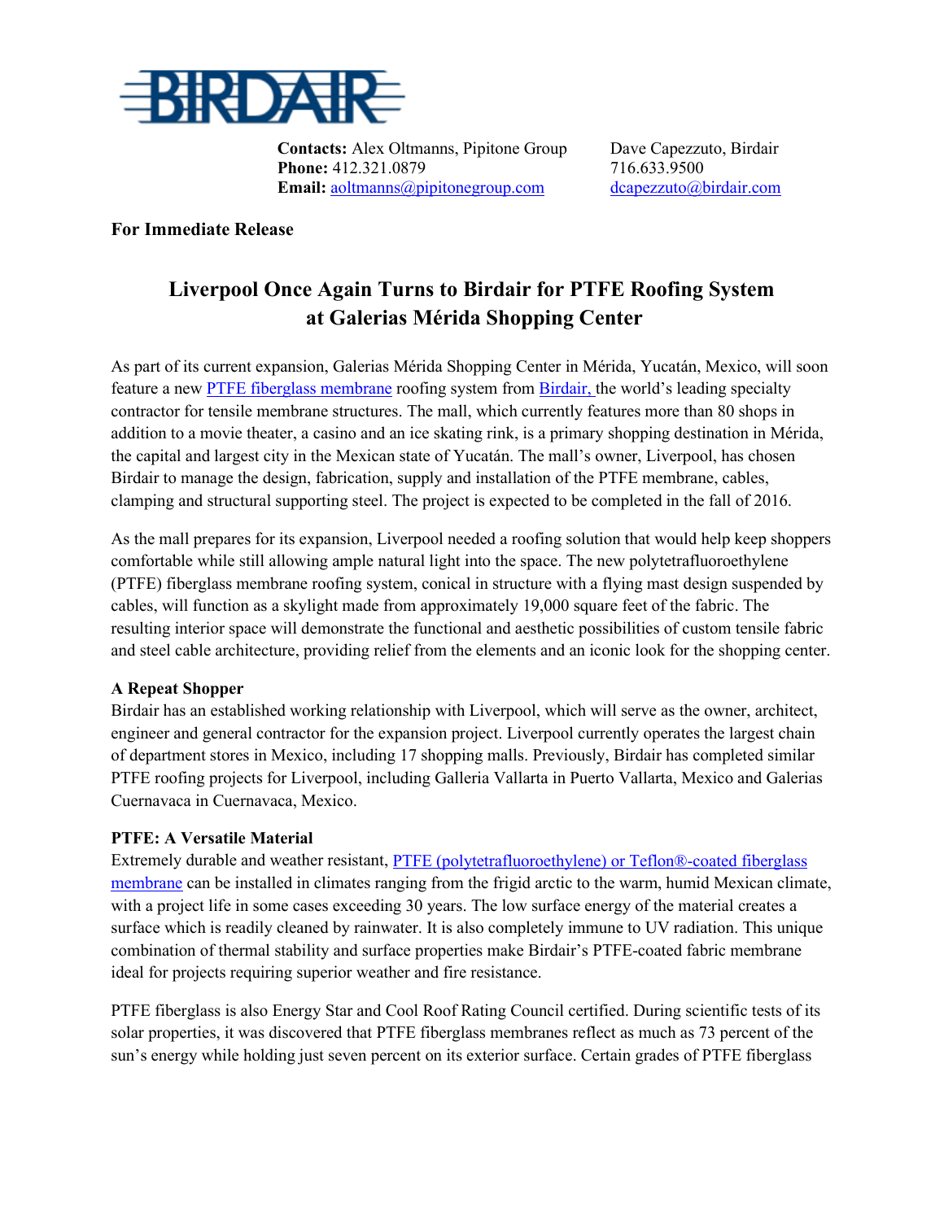BIRDAIR

**Contacts:** Alex Oltmanns, Pipitone Group
**Phone:** 412.321.0879
**Email:** [aoltmanns@pipitonegroup.com](mailto:aoltmanns@pipitonegroup.com)

Dave Capezzuto, Birdair
716.633.9500
[dcapezzuto@birdair.com](mailto:dcapezzuto@birdair.com)

**For Immediate Release**

# Liverpool Once Again Turns to Birdair for PTFE Roofing System at Galerias Mérida Shopping Center

As part of its current expansion, Galerias Mérida Shopping Center in Mérida, Yucatán, Mexico, will soon feature a new PTFE fiberglass membrane roofing system from Birdair, the world's leading specialty contractor for tensile membrane structures. The mall, which currently features more than 80 shops in addition to a movie theater, a casino and an ice skating rink, is a primary shopping destination in Mérida, the capital and largest city in the Mexican state of Yucatán. The mall's owner, Liverpool, has chosen Birdair to manage the design, fabrication, supply and installation of the PTFE membrane, cables, clamping and structural supporting steel. The project is expected to be completed in the fall of 2016.

As the mall prepares for its expansion, Liverpool needed a roofing solution that would help keep shoppers comfortable while still allowing ample natural light into the space. The new polytetrafluoroethylene (PTFE) fiberglass membrane roofing system, conical in structure with a flying mast design suspended by cables, will function as a skylight made from approximately 19,000 square feet of the fabric. The resulting interior space will demonstrate the functional and aesthetic possibilities of custom tensile fabric and steel cable architecture, providing relief from the elements and an iconic look for the shopping center.

**A Repeat Shopper**
Birdair has an established working relationship with Liverpool, which will serve as the owner, architect, engineer and general contractor for the expansion project. Liverpool currently operates the largest chain of department stores in Mexico, including 17 shopping malls. Previously, Birdair has completed similar PTFE roofing projects for Liverpool, including Galleria Vallarta in Puerto Vallarta, Mexico and Galerias Cuernavaca in Cuernavaca, Mexico.

**PTFE: A Versatile Material**
Extremely durable and weather resistant, PTFE (polytetrafluoroethylene) or Teflon®-coated fiberglass membrane can be installed in climates ranging from the frigid arctic to the warm, humid Mexican climate, with a project life in some cases exceeding 30 years. The low surface energy of the material creates a surface which is readily cleaned by rainwater. It is also completely immune to UV radiation. This unique combination of thermal stability and surface properties make Birdair's PTFE-coated fabric membrane ideal for projects requiring superior weather and fire resistance.

PTFE fiberglass is also Energy Star and Cool Roof Rating Council certified. During scientific tests of its solar properties, it was discovered that PTFE fiberglass membranes reflect as much as 73 percent of the sun's energy while holding just seven percent on its exterior surface. Certain grades of PTFE fiberglass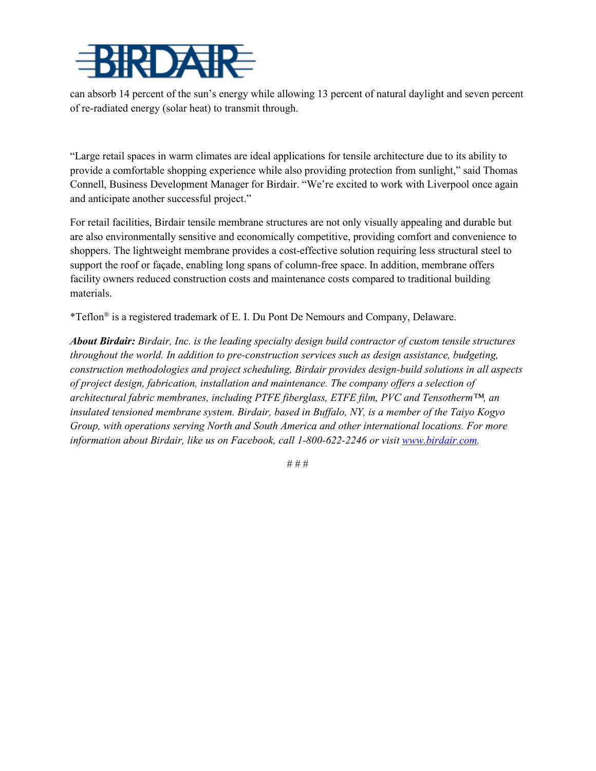can absorb 14 percent of the sun's energy while allowing 13 percent of natural daylight and seven percent of re-radiated energy (solar heat) to transmit through.

"Large retail spaces in warm climates are ideal applications for tensile architecture due to its ability to provide a comfortable shopping experience while also providing protection from sunlight," said Thomas Connell, Business Development Manager for Birdair. "We're excited to work with Liverpool once again and anticipate another successful project."

For retail facilities, Birdair tensile membrane structures are not only visually appealing and durable but are also environmentally sensitive and economically competitive, providing comfort and convenience to shoppers. The lightweight membrane provides a cost-effective solution requiring less structural steel to support the roof or façade, enabling long spans of column-free space. In addition, membrane offers facility owners reduced construction costs and maintenance costs compared to traditional building materials.

*Teflon® is a registered trademark of E. I. Du Pont De Nemours and Company, Delaware.

***About Birdair:*** *Birdair, Inc. is the leading specialty design build contractor of custom tensile structures throughout the world. In addition to pre-construction services such as design assistance, budgeting, construction methodologies and project scheduling, Birdair provides design-build solutions in all aspects of project design, fabrication, installation and maintenance. The company offers a selection of architectural fabric membranes, including PTFE fiberglass, ETFE film, PVC and Tensotherm™, an insulated tensioned membrane system. Birdair, based in Buffalo, NY, is a member of the Taiyo Kogyo Group, with operations serving North and South America and other international locations. For more information about Birdair, like us on Facebook, call 1-800-622-2246 or visit [www.birdair.com](http://www.birdair.com).*

# # #